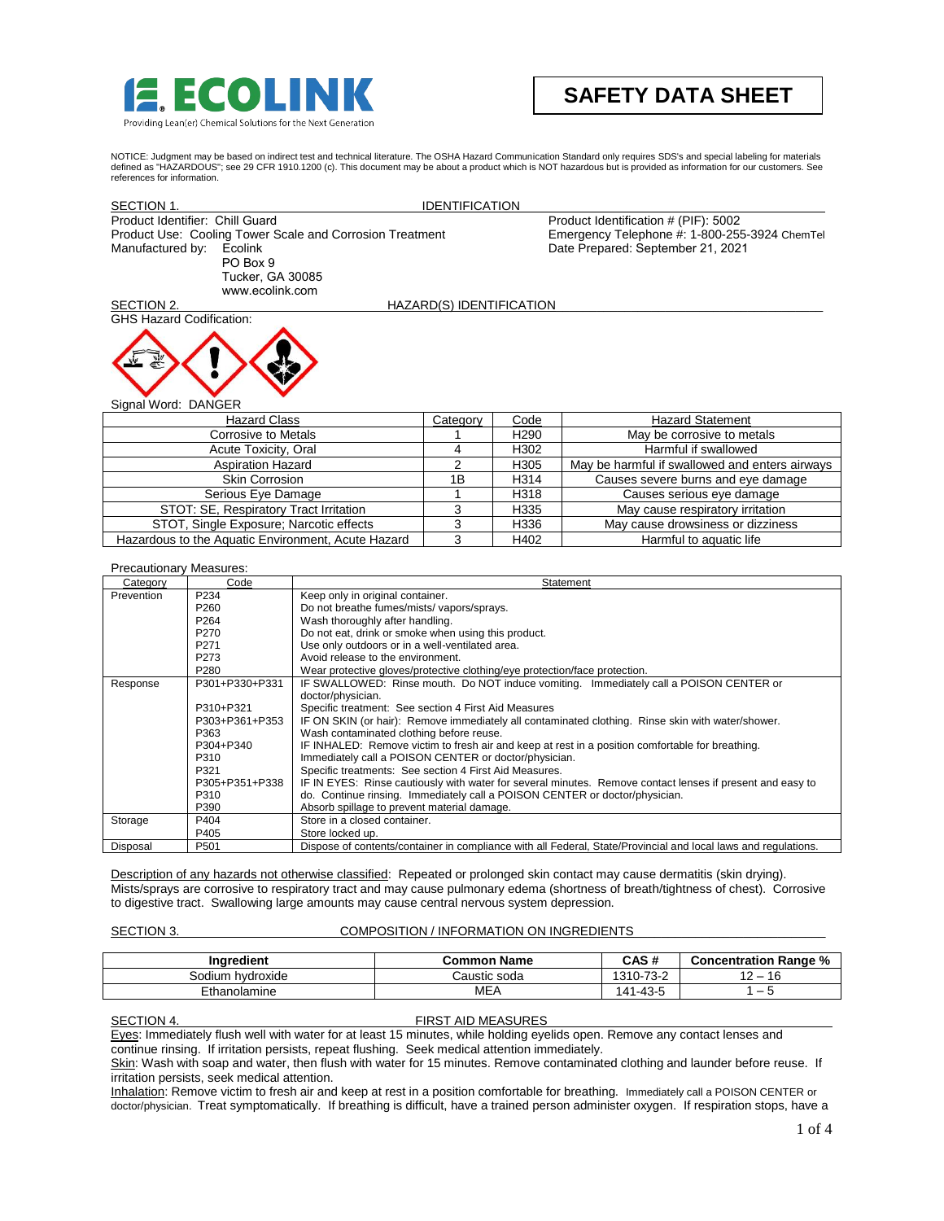ECOLINK

Providing Lean(er) Chemical Solutions for the Next Generation

# SAFETY DATA SHEET

NOTICE: Judgment may be based on indirect test and technical literature. The OSHA Hazard Communication Standard only requires SDS's and special labeling for materials defined as "HAZARDOUS"; see 29 CFR 1910.1200 (c). This document may be about a product which is NOT hazardous but is provided as information for our customers. See references for information.

## SECTION 1. IDENTIFICATION

Product Identifier: Chill Guard
Product Use: Cooling Tower Scale and Corrosion Treatment
Manufactured by: Ecolink
PO Box 9
Tucker, GA 30085
www.ecolink.com

Product Identification # (PIF): 5002
Emergency Telephone #: 1-800-255-3924 ChemTel
Date Prepared: September 21, 2021

## SECTION 2. HAZARD(S) IDENTIFICATION

GHS Hazard Codification:

Signal Word: DANGER

| Hazard Class | Category | Code | Hazard Statement |
|---|---|---|---|
| Corrosive to Metals | 1 | H290 | May be corrosive to metals |
| Acute Toxicity, Oral | 4 | H302 | Harmful if swallowed |
| Aspiration Hazard | 2 | H305 | May be harmful if swallowed and enters airways |
| Skin Corrosion | 1B | H314 | Causes severe burns and eye damage |
| Serious Eye Damage | 1 | H318 | Causes serious eye damage |
| STOT: SE, Respiratory Tract Irritation | 3 | H335 | May cause respiratory irritation |
| STOT, Single Exposure; Narcotic effects | 3 | H336 | May cause drowsiness or dizziness |
| Hazardous to the Aquatic Environment, Acute Hazard | 3 | H402 | Harmful to aquatic life |

Precautionary Measures:

| Category | Code | Statement |
|---|---|---|
| Prevention | P234 | Keep only in original container. |
| | P260 | Do not breathe fumes/mists/ vapors/sprays. |
| | P264 | Wash thoroughly after handling. |
| | P270 | Do not eat, drink or smoke when using this product. |
| | P271 | Use only outdoors or in a well-ventilated area. |
| | P273 | Avoid release to the environment. |
| | P280 | Wear protective gloves/protective clothing/eye protection/face protection. |
| Response | P301+P330+P331 | IF SWALLOWED: Rinse mouth. Do NOT induce vomiting. Immediately call a POISON CENTER or doctor/physician. |
| | P310+P321 | Specific treatment: See section 4 First Aid Measures |
| | P303+P361+P353 | IF ON SKIN (or hair): Remove immediately all contaminated clothing. Rinse skin with water/shower. |
| | P363 | Wash contaminated clothing before reuse. |
| | P304+P340 | IF INHALED: Remove victim to fresh air and keep at rest in a position comfortable for breathing. |
| | P310 | Immediately call a POISON CENTER or doctor/physician. |
| | P321 | Specific treatments: See section 4 First Aid Measures. |
| | P305+P351+P338 | IF IN EYES: Rinse cautiously with water for several minutes. Remove contact lenses if present and easy to do. Continue rinsing. Immediately call a POISON CENTER or doctor/physician. |
| | P310 | |
| | P390 | Absorb spillage to prevent material damage. |
| Storage | P404 | Store in a closed container. |
| | P405 | Store locked up. |
| Disposal | P501 | Dispose of contents/container in compliance with all Federal, State/Provincial and local laws and regulations. |

Description of any hazards not otherwise classified: Repeated or prolonged skin contact may cause dermatitis (skin drying). Mists/sprays are corrosive to respiratory tract and may cause pulmonary edema (shortness of breath/tightness of chest). Corrosive to digestive tract. Swallowing large amounts may cause central nervous system depression.

## SECTION 3. COMPOSITION / INFORMATION ON INGREDIENTS

| Ingredient | Common Name | CAS # | Concentration Range % |
|---|---|---|---|
| Sodium hydroxide | Caustic soda | 1310-73-2 | 12 – 16 |
| Ethanolamine | MEA | 141-43-5 | 1 – 5 |

## SECTION 4. FIRST AID MEASURES

Eyes: Immediately flush well with water for at least 15 minutes, while holding eyelids open. Remove any contact lenses and continue rinsing. If irritation persists, repeat flushing. Seek medical attention immediately.

Skin: Wash with soap and water, then flush with water for 15 minutes. Remove contaminated clothing and launder before reuse. If irritation persists, seek medical attention.

Inhalation: Remove victim to fresh air and keep at rest in a position comfortable for breathing. Immediately call a POISON CENTER or doctor/physician. Treat symptomatically. If breathing is difficult, have a trained person administer oxygen. If respiration stops, have a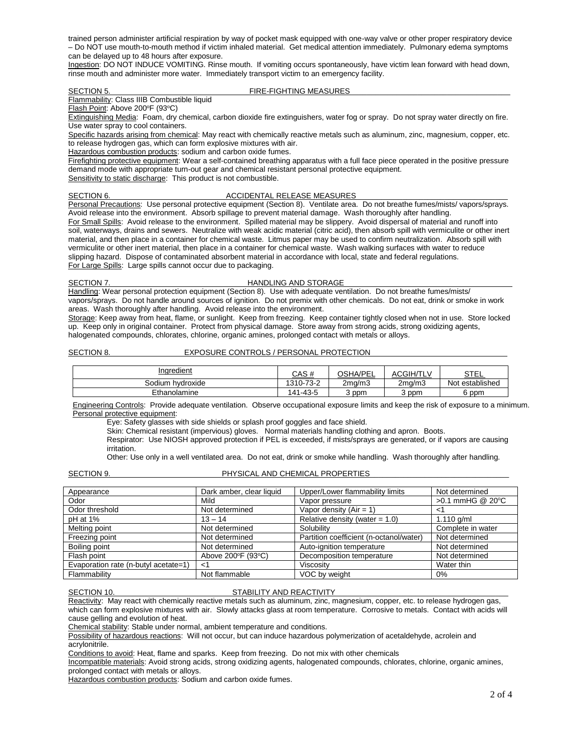trained person administer artificial respiration by way of pocket mask equipped with one-way valve or other proper respiratory device – Do NOT use mouth-to-mouth method if victim inhaled material. Get medical attention immediately. Pulmonary edema symptoms can be delayed up to 48 hours after exposure.

Ingestion: DO NOT INDUCE VOMITING. Rinse mouth. If vomiting occurs spontaneously, have victim lean forward with head down, rinse mouth and administer more water. Immediately transport victim to an emergency facility.

## SECTION 5. FIRE-FIGHTING MEASURES

Flammability: Class IIIB Combustible liquid

Flash Point: Above 200ºF (93ºC)

Extinguishing Media: Foam, dry chemical, carbon dioxide fire extinguishers, water fog or spray. Do not spray water directly on fire. Use water spray to cool containers.

Specific hazards arising from chemical: May react with chemically reactive metals such as aluminum, zinc, magnesium, copper, etc. to release hydrogen gas, which can form explosive mixtures with air.

Hazardous combustion products: sodium and carbon oxide fumes.

Firefighting protective equipment: Wear a self-contained breathing apparatus with a full face piece operated in the positive pressure demand mode with appropriate turn-out gear and chemical resistant personal protective equipment.

Sensitivity to static discharge: This product is not combustible.

## SECTION 6. ACCIDENTAL RELEASE MEASURES

Personal Precautions: Use personal protective equipment (Section 8). Ventilate area. Do not breathe fumes/mists/ vapors/sprays. Avoid release into the environment. Absorb spillage to prevent material damage. Wash thoroughly after handling.

For Small Spills: Avoid release to the environment. Spilled material may be slippery. Avoid dispersal of material and runoff into soil, waterways, drains and sewers. Neutralize with weak acidic material (citric acid), then absorb spill with vermiculite or other inert material, and then place in a container for chemical waste. Litmus paper may be used to confirm neutralization. Absorb spill with vermiculite or other inert material, then place in a container for chemical waste. Wash walking surfaces with water to reduce slipping hazard. Dispose of contaminated absorbent material in accordance with local, state and federal regulations.

For Large Spills: Large spills cannot occur due to packaging.

## SECTION 7. HANDLING AND STORAGE

Handling: Wear personal protection equipment (Section 8). Use with adequate ventilation. Do not breathe fumes/mists/ vapors/sprays. Do not handle around sources of ignition. Do not premix with other chemicals. Do not eat, drink or smoke in work areas. Wash thoroughly after handling. Avoid release into the environment.

Storage: Keep away from heat, flame, or sunlight. Keep from freezing. Keep container tightly closed when not in use. Store locked up. Keep only in original container. Protect from physical damage. Store away from strong acids, strong oxidizing agents, halogenated compounds, chlorates, chlorine, organic amines, prolonged contact with metals or alloys.

## SECTION 8. EXPOSURE CONTROLS / PERSONAL PROTECTION

| Ingredient | CAS # | OSHA/PEL | ACGIH/TLV | STEL |
|---|---|---|---|---|
| Sodium hydroxide | 1310-73-2 | 2mg/m3 | 2mg/m3 | Not established |
| Ethanolamine | 141-43-5 | 3 ppm | 3 ppm | 6 ppm |

Engineering Controls: Provide adequate ventilation. Observe occupational exposure limits and keep the risk of exposure to a minimum.

Personal protective equipment:

Eye: Safety glasses with side shields or splash proof goggles and face shield.

Skin: Chemical resistant (impervious) gloves. Normal materials handling clothing and apron. Boots.

Respirator: Use NIOSH approved protection if PEL is exceeded, if mists/sprays are generated, or if vapors are causing irritation.

Other: Use only in a well ventilated area. Do not eat, drink or smoke while handling. Wash thoroughly after handling.

## SECTION 9. PHYSICAL AND CHEMICAL PROPERTIES

| Appearance | Dark amber, clear liquid | Upper/Lower flammability limits | Not determined |
|---|---|---|---|
| Odor | Mild | Vapor pressure | >0.1 mmHG @ 20ºC |
| Odor threshold | Not determined | Vapor density (Air = 1) | <1 |
| pH at 1% | 13 – 14 | Relative density (water = 1.0) | 1.110 g/ml |
| Melting point | Not determined | Solubility | Complete in water |
| Freezing point | Not determined | Partition coefficient (n-octanol/water) | Not determined |
| Boiling point | Not determined | Auto-ignition temperature | Not determined |
| Flash point | Above 200ºF (93ºC) | Decomposition temperature | Not determined |
| Evaporation rate (n-butyl acetate=1) | <1 | Viscosity | Water thin |
| Flammability | Not flammable | VOC by weight | 0% |

## SECTION 10. STABILITY AND REACTIVITY

Reactivity: May react with chemically reactive metals such as aluminum, zinc, magnesium, copper, etc. to release hydrogen gas, which can form explosive mixtures with air. Slowly attacks glass at room temperature. Corrosive to metals. Contact with acids will cause gelling and evolution of heat.

Chemical stability: Stable under normal, ambient temperature and conditions.

Possibility of hazardous reactions: Will not occur, but can induce hazardous polymerization of acetaldehyde, acrolein and acrylonitrile.

Conditions to avoid: Heat, flame and sparks. Keep from freezing. Do not mix with other chemicals

Incompatible materials: Avoid strong acids, strong oxidizing agents, halogenated compounds, chlorates, chlorine, organic amines, prolonged contact with metals or alloys.

Hazardous combustion products: Sodium and carbon oxide fumes.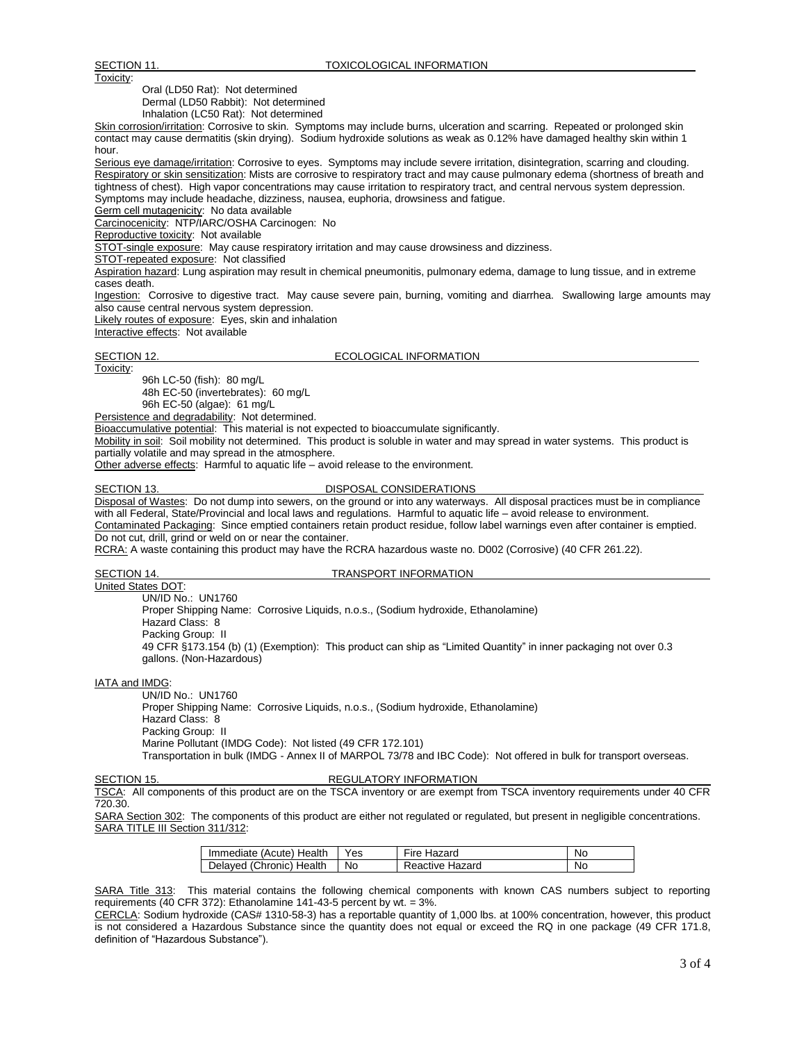## SECTION 11. TOXICOLOGICAL INFORMATION

Toxicity:

Oral (LD50 Rat): Not determined
Dermal (LD50 Rabbit): Not determined
Inhalation (LC50 Rat): Not determined

Skin corrosion/irritation: Corrosive to skin. Symptoms may include burns, ulceration and scarring. Repeated or prolonged skin contact may cause dermatitis (skin drying). Sodium hydroxide solutions as weak as 0.12% have damaged healthy skin within 1 hour.

Serious eye damage/irritation: Corrosive to eyes. Symptoms may include severe irritation, disintegration, scarring and clouding.

Respiratory or skin sensitization: Mists are corrosive to respiratory tract and may cause pulmonary edema (shortness of breath and tightness of chest). High vapor concentrations may cause irritation to respiratory tract, and central nervous system depression. Symptoms may include headache, dizziness, nausea, euphoria, drowsiness and fatigue.

Germ cell mutagenicity: No data available

Carcinocenicity: NTP/IARC/OSHA Carcinogen: No

Reproductive toxicity: Not available

STOT-single exposure: May cause respiratory irritation and may cause drowsiness and dizziness.

STOT-repeated exposure: Not classified

Aspiration hazard: Lung aspiration may result in chemical pneumonitis, pulmonary edema, damage to lung tissue, and in extreme cases death.

Ingestion: Corrosive to digestive tract. May cause severe pain, burning, vomiting and diarrhea. Swallowing large amounts may also cause central nervous system depression.

Likely routes of exposure: Eyes, skin and inhalation

Interactive effects: Not available

## SECTION 12. ECOLOGICAL INFORMATION

Toxicity:

96h LC-50 (fish): 80 mg/L
48h EC-50 (invertebrates): 60 mg/L
96h EC-50 (algae): 61 mg/L

Persistence and degradability: Not determined.

Bioaccumulative potential: This material is not expected to bioaccumulate significantly.

Mobility in soil: Soil mobility not determined. This product is soluble in water and may spread in water systems. This product is partially volatile and may spread in the atmosphere.

Other adverse effects: Harmful to aquatic life – avoid release to the environment.

## SECTION 13. DISPOSAL CONSIDERATIONS

Disposal of Wastes: Do not dump into sewers, on the ground or into any waterways. All disposal practices must be in compliance with all Federal, State/Provincial and local laws and regulations. Harmful to aquatic life – avoid release to environment.

Contaminated Packaging: Since emptied containers retain product residue, follow label warnings even after container is emptied. Do not cut, drill, grind or weld on or near the container.

RCRA: A waste containing this product may have the RCRA hazardous waste no. D002 (Corrosive) (40 CFR 261.22).

## SECTION 14. TRANSPORT INFORMATION

United States DOT:

UN/ID No.: UN1760
Proper Shipping Name: Corrosive Liquids, n.o.s., (Sodium hydroxide, Ethanolamine)
Hazard Class: 8
Packing Group: II
49 CFR §173.154 (b) (1) (Exemption): This product can ship as "Limited Quantity" in inner packaging not over 0.3 gallons. (Non-Hazardous)

IATA and IMDG:

UN/ID No.: UN1760
Proper Shipping Name: Corrosive Liquids, n.o.s., (Sodium hydroxide, Ethanolamine)
Hazard Class: 8
Packing Group: II
Marine Pollutant (IMDG Code): Not listed (49 CFR 172.101)
Transportation in bulk (IMDG - Annex II of MARPOL 73/78 and IBC Code): Not offered in bulk for transport overseas.

## SECTION 15. REGULATORY INFORMATION

TSCA: All components of this product are on the TSCA inventory or are exempt from TSCA inventory requirements under 40 CFR 720.30.

SARA Section 302: The components of this product are either not regulated or regulated, but present in negligible concentrations.

SARA TITLE III Section 311/312:

| Immediate (Acute) Health | Yes | Fire Hazard | No |
|---|---|---|---|
| Delayed (Chronic) Health | No | Reactive Hazard | No |

SARA Title 313: This material contains the following chemical components with known CAS numbers subject to reporting requirements (40 CFR 372): Ethanolamine 141-43-5 percent by wt. = 3%.

CERCLA: Sodium hydroxide (CAS# 1310-58-3) has a reportable quantity of 1,000 lbs. at 100% concentration, however, this product is not considered a Hazardous Substance since the quantity does not equal or exceed the RQ in one package (49 CFR 171.8, definition of "Hazardous Substance").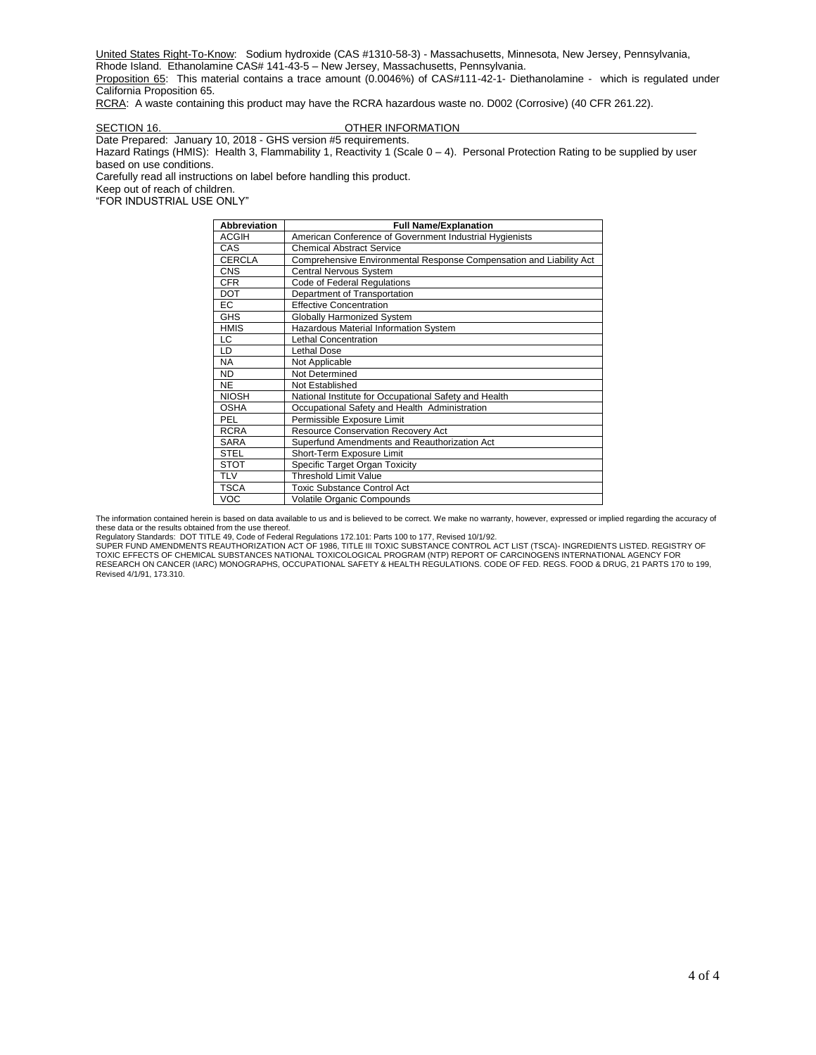United States Right-To-Know: Sodium hydroxide (CAS #1310-58-3) - Massachusetts, Minnesota, New Jersey, Pennsylvania, Rhode Island. Ethanolamine CAS# 141-43-5 – New Jersey, Massachusetts, Pennsylvania.

Proposition 65: This material contains a trace amount (0.0046%) of CAS#111-42-1- Diethanolamine - which is regulated under California Proposition 65.

RCRA: A waste containing this product may have the RCRA hazardous waste no. D002 (Corrosive) (40 CFR 261.22).

## SECTION 16. OTHER INFORMATION

Date Prepared: January 10, 2018 - GHS version #5 requirements.

Hazard Ratings (HMIS): Health 3, Flammability 1, Reactivity 1 (Scale 0 – 4). Personal Protection Rating to be supplied by user based on use conditions.

Carefully read all instructions on label before handling this product.

Keep out of reach of children.

"FOR INDUSTRIAL USE ONLY"

| Abbreviation | Full Name/Explanation |
|---|---|
| ACGIH | American Conference of Government Industrial Hygienists |
| CAS | Chemical Abstract Service |
| CERCLA | Comprehensive Environmental Response Compensation and Liability Act |
| CNS | Central Nervous System |
| CFR | Code of Federal Regulations |
| DOT | Department of Transportation |
| EC | Effective Concentration |
| GHS | Globally Harmonized System |
| HMIS | Hazardous Material Information System |
| LC | Lethal Concentration |
| LD | Lethal Dose |
| NA | Not Applicable |
| ND | Not Determined |
| NE | Not Established |
| NIOSH | National Institute for Occupational Safety and Health |
| OSHA | Occupational Safety and Health Administration |
| PEL | Permissible Exposure Limit |
| RCRA | Resource Conservation Recovery Act |
| SARA | Superfund Amendments and Reauthorization Act |
| STEL | Short-Term Exposure Limit |
| STOT | Specific Target Organ Toxicity |
| TLV | Threshold Limit Value |
| TSCA | Toxic Substance Control Act |
| VOC | Volatile Organic Compounds |

The information contained herein is based on data available to us and is believed to be correct. We make no warranty, however, expressed or implied regarding the accuracy of these data or the results obtained from the use thereof.

Regulatory Standards: DOT TITLE 49, Code of Federal Regulations 172.101: Parts 100 to 177, Revised 10/1/92.

SUPER FUND AMENDMENTS REAUTHORIZATION ACT OF 1986, TITLE III TOXIC SUBSTANCE CONTROL ACT LIST (TSCA)- INGREDIENTS LISTED. REGISTRY OF TOXIC EFFECTS OF CHEMICAL SUBSTANCES NATIONAL TOXICOLOGICAL PROGRAM (NTP) REPORT OF CARCINOGENS INTERNATIONAL AGENCY FOR RESEARCH ON CANCER (IARC) MONOGRAPHS, OCCUPATIONAL SAFETY & HEALTH REGULATIONS. CODE OF FED. REGS. FOOD & DRUG, 21 PARTS 170 to 199, Revised 4/1/91, 173.310.